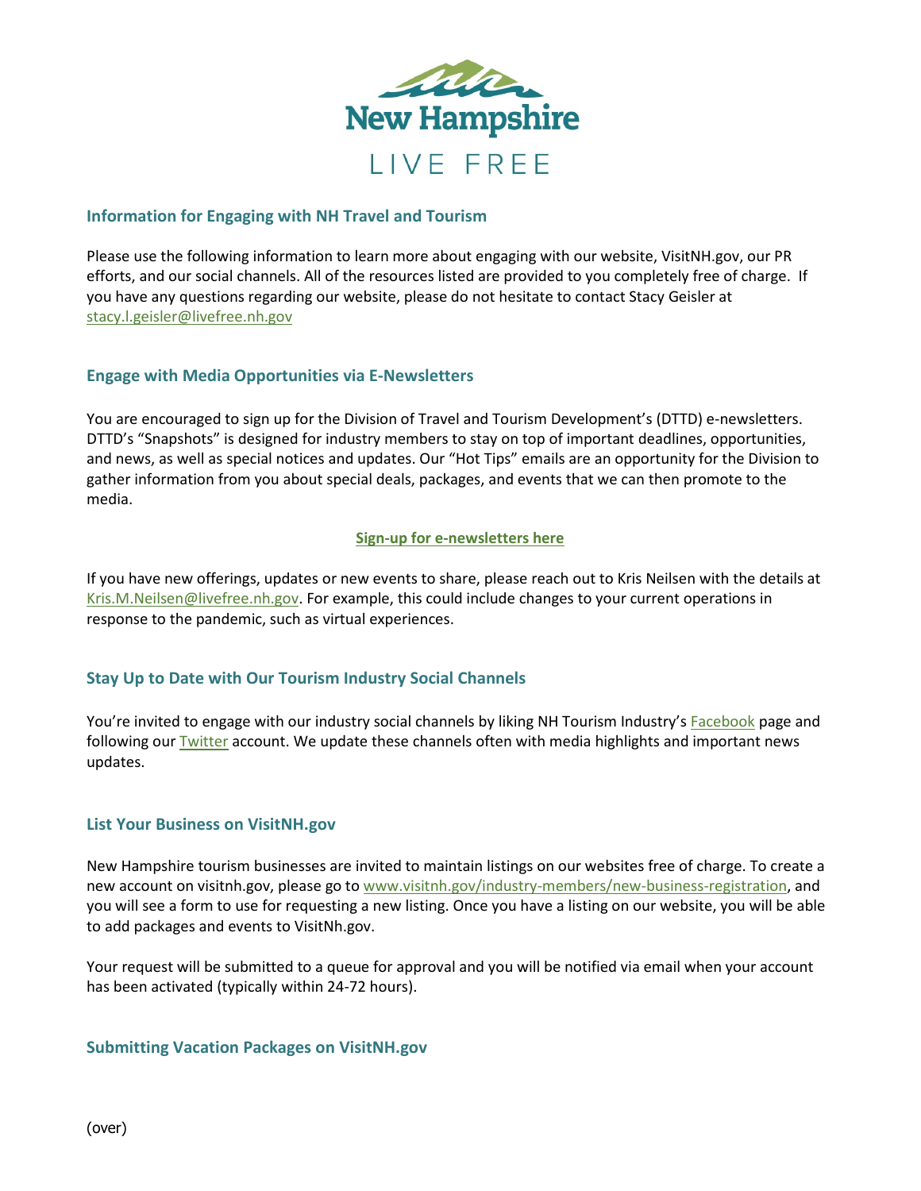New Hampshire

LIVE FREE

## Information for Engaging with NH Travel and Tourism

Please use the following information to learn more about engaging with our website, VisitNH.gov, our PR efforts, and our social channels. All of the resources listed are provided to you completely free of charge. If you have any questions regarding our website, please do not hesitate to contact Stacy Geisler at stacy.l.geisler@livefree.nh.gov

## Engage with Media Opportunities via E-Newsletters

You are encouraged to sign up for the Division of Travel and Tourism Development's (DTTD) e-newsletters. DTTD's "Snapshots" is designed for industry members to stay on top of important deadlines, opportunities, and news, as well as special notices and updates. Our "Hot Tips" emails are an opportunity for the Division to gather information from you about special deals, packages, and events that we can then promote to the media.

**Sign-up for e-newsletters here**

If you have new offerings, updates or new events to share, please reach out to Kris Neilsen with the details at Kris.M.Neilsen@livefree.nh.gov. For example, this could include changes to your current operations in response to the pandemic, such as virtual experiences.

## Stay Up to Date with Our Tourism Industry Social Channels

You're invited to engage with our industry social channels by liking NH Tourism Industry's Facebook page and following our Twitter account. We update these channels often with media highlights and important news updates.

## List Your Business on VisitNH.gov

New Hampshire tourism businesses are invited to maintain listings on our websites free of charge. To create a new account on visitnh.gov, please go to www.visitnh.gov/industry-members/new-business-registration, and you will see a form to use for requesting a new listing. Once you have a listing on our website, you will be able to add packages and events to VisitNh.gov.

Your request will be submitted to a queue for approval and you will be notified via email when your account has been activated (typically within 24-72 hours).

## Submitting Vacation Packages on VisitNH.gov

(over)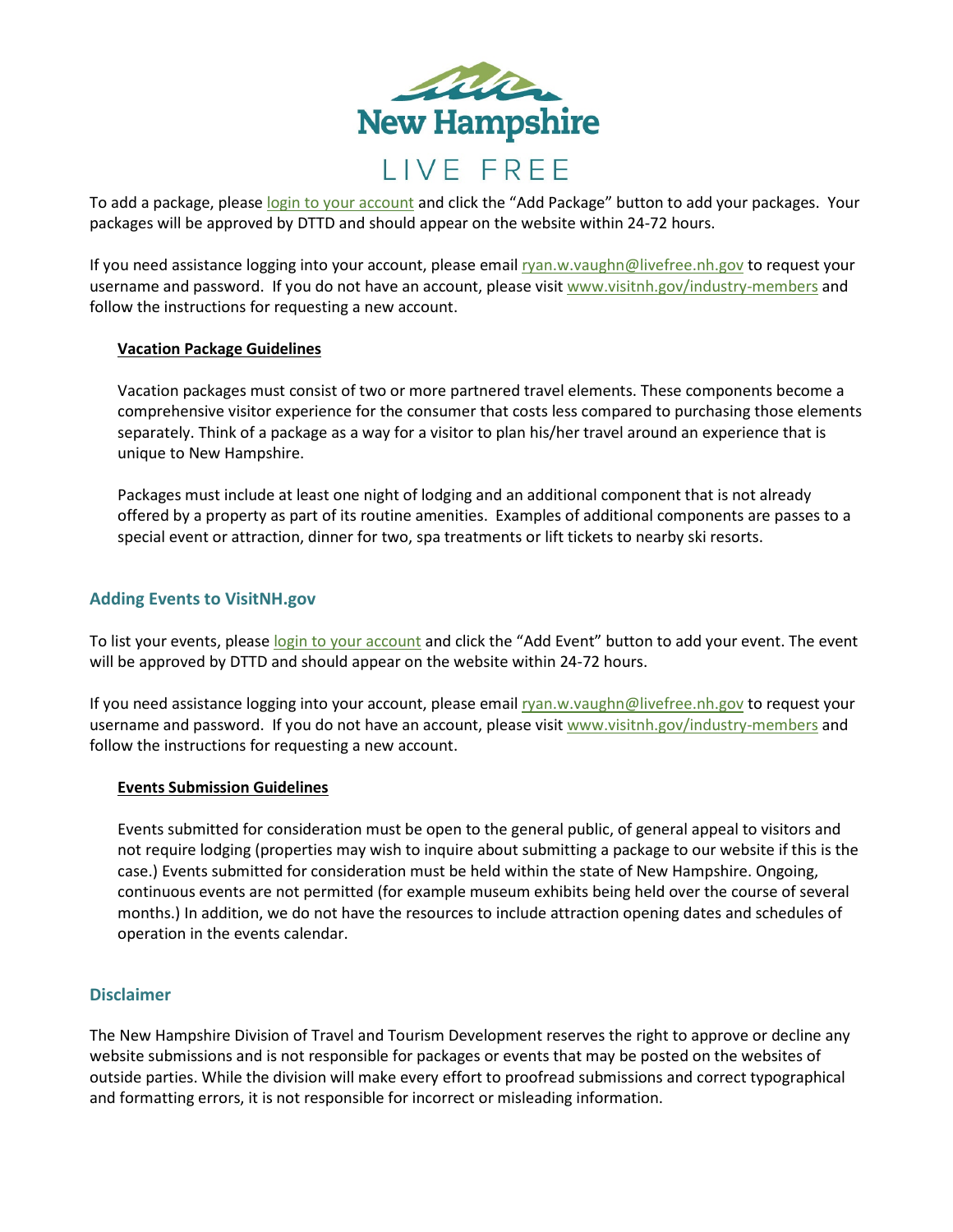To add a package, please login to your account and click the "Add Package" button to add your packages. Your packages will be approved by DTTD and should appear on the website within 24-72 hours.

If you need assistance logging into your account, please email ryan.w.vaughn@livefree.nh.gov to request your username and password. If you do not have an account, please visit www.visitnh.gov/industry-members and follow the instructions for requesting a new account.

**Vacation Package Guidelines**

Vacation packages must consist of two or more partnered travel elements. These components become a comprehensive visitor experience for the consumer that costs less compared to purchasing those elements separately. Think of a package as a way for a visitor to plan his/her travel around an experience that is unique to New Hampshire.

Packages must include at least one night of lodging and an additional component that is not already offered by a property as part of its routine amenities. Examples of additional components are passes to a special event or attraction, dinner for two, spa treatments or lift tickets to nearby ski resorts.

## Adding Events to VisitNH.gov

To list your events, please login to your account and click the "Add Event" button to add your event. The event will be approved by DTTD and should appear on the website within 24-72 hours.

If you need assistance logging into your account, please email ryan.w.vaughn@livefree.nh.gov to request your username and password. If you do not have an account, please visit www.visitnh.gov/industry-members and follow the instructions for requesting a new account.

**Events Submission Guidelines**

Events submitted for consideration must be open to the general public, of general appeal to visitors and not require lodging (properties may wish to inquire about submitting a package to our website if this is the case.) Events submitted for consideration must be held within the state of New Hampshire. Ongoing, continuous events are not permitted (for example museum exhibits being held over the course of several months.) In addition, we do not have the resources to include attraction opening dates and schedules of operation in the events calendar.

## Disclaimer

The New Hampshire Division of Travel and Tourism Development reserves the right to approve or decline any website submissions and is not responsible for packages or events that may be posted on the websites of outside parties. While the division will make every effort to proofread submissions and correct typographical and formatting errors, it is not responsible for incorrect or misleading information.